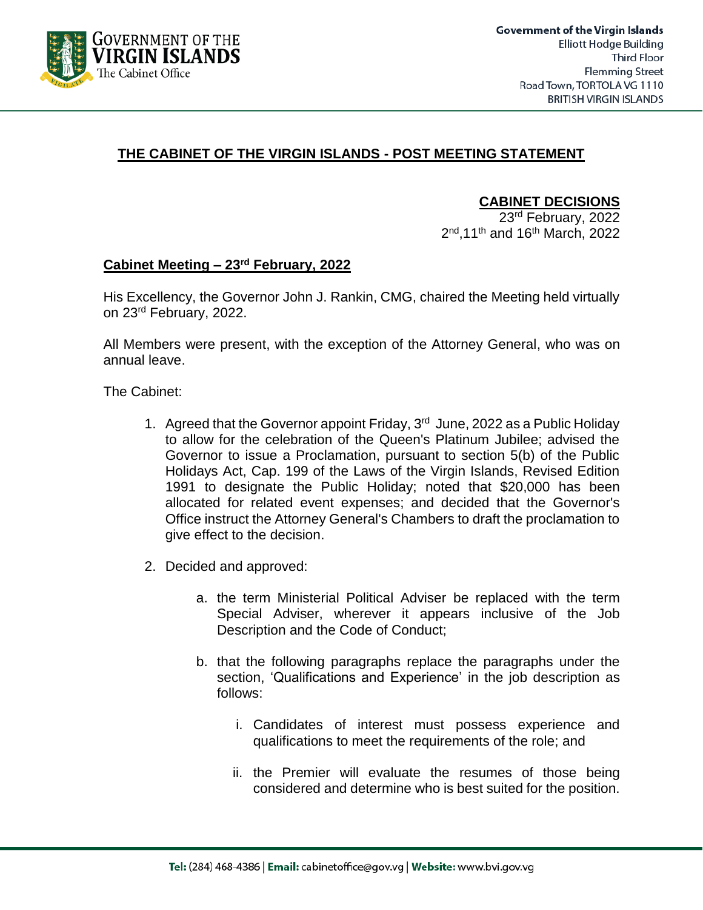Government of the Virgin Islands
Elliott Hodge Building
Third Floor
Flemming Street
Road Town, TORTOLA VG 1110
BRITISH VIRGIN ISLANDS

# THE CABINET OF THE VIRGIN ISLANDS - POST MEETING STATEMENT

**CABINET DECISIONS**
23rd February, 2022
2nd, 11th and 16th March, 2022

## Cabinet Meeting – 23rd February, 2022

His Excellency, the Governor John J. Rankin, CMG, chaired the Meeting held virtually on 23rd February, 2022.

All Members were present, with the exception of the Attorney General, who was on annual leave.

The Cabinet:

1. Agreed that the Governor appoint Friday, 3rd June, 2022 as a Public Holiday to allow for the celebration of the Queen's Platinum Jubilee; advised the Governor to issue a Proclamation, pursuant to section 5(b) of the Public Holidays Act, Cap. 199 of the Laws of the Virgin Islands, Revised Edition 1991 to designate the Public Holiday; noted that $20,000 has been allocated for related event expenses; and decided that the Governor's Office instruct the Attorney General's Chambers to draft the proclamation to give effect to the decision.

2. Decided and approved:

   a. the term Ministerial Political Adviser be replaced with the term Special Adviser, wherever it appears inclusive of the Job Description and the Code of Conduct;

   b. that the following paragraphs replace the paragraphs under the section, 'Qualifications and Experience' in the job description as follows:

      i. Candidates of interest must possess experience and qualifications to meet the requirements of the role; and

      ii. the Premier will evaluate the resumes of those being considered and determine who is best suited for the position.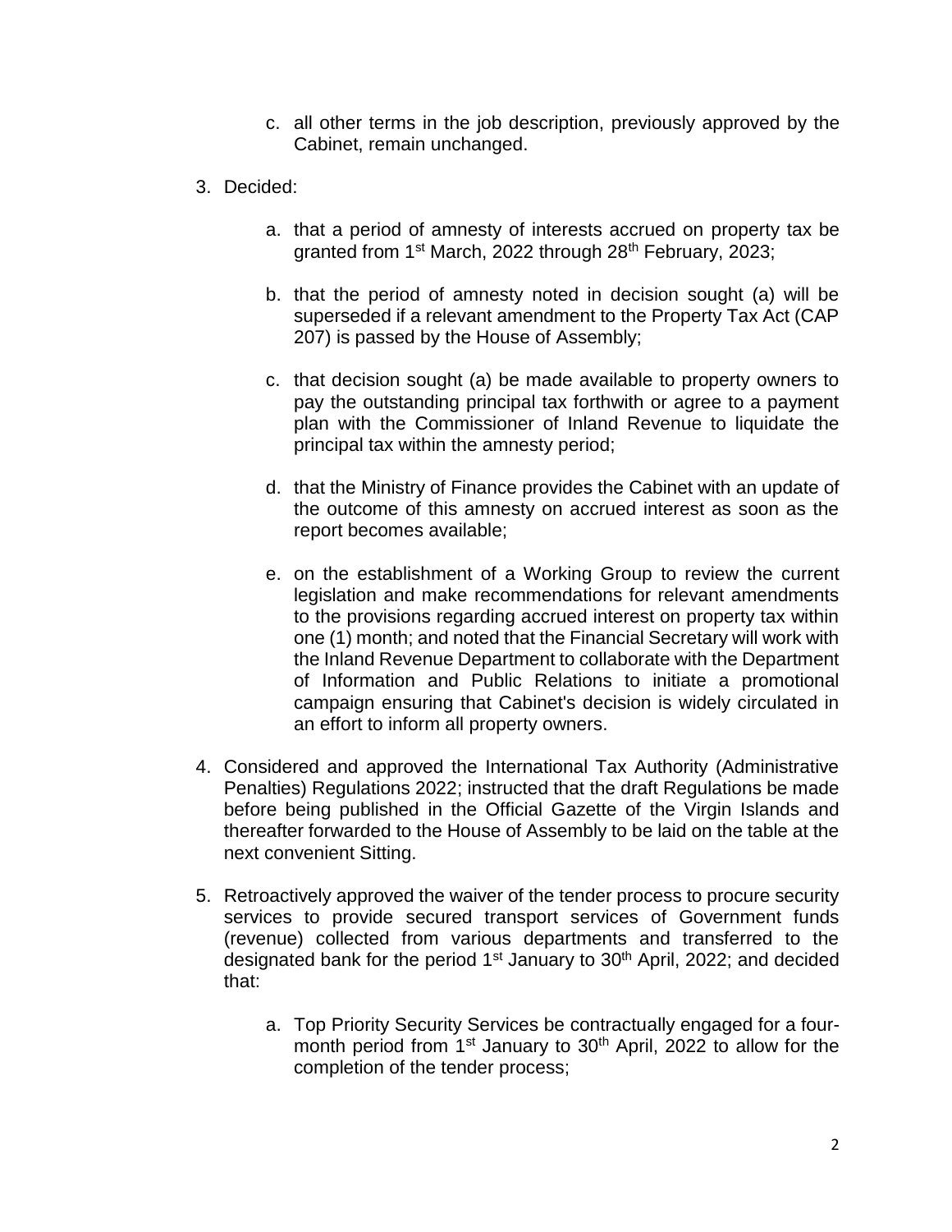c. all other terms in the job description, previously approved by the Cabinet, remain unchanged.

3. Decided:

   a. that a period of amnesty of interests accrued on property tax be granted from 1st March, 2022 through 28th February, 2023;

   b. that the period of amnesty noted in decision sought (a) will be superseded if a relevant amendment to the Property Tax Act (CAP 207) is passed by the House of Assembly;

   c. that decision sought (a) be made available to property owners to pay the outstanding principal tax forthwith or agree to a payment plan with the Commissioner of Inland Revenue to liquidate the principal tax within the amnesty period;

   d. that the Ministry of Finance provides the Cabinet with an update of the outcome of this amnesty on accrued interest as soon as the report becomes available;

   e. on the establishment of a Working Group to review the current legislation and make recommendations for relevant amendments to the provisions regarding accrued interest on property tax within one (1) month; and noted that the Financial Secretary will work with the Inland Revenue Department to collaborate with the Department of Information and Public Relations to initiate a promotional campaign ensuring that Cabinet's decision is widely circulated in an effort to inform all property owners.

4. Considered and approved the International Tax Authority (Administrative Penalties) Regulations 2022; instructed that the draft Regulations be made before being published in the Official Gazette of the Virgin Islands and thereafter forwarded to the House of Assembly to be laid on the table at the next convenient Sitting.

5. Retroactively approved the waiver of the tender process to procure security services to provide secured transport services of Government funds (revenue) collected from various departments and transferred to the designated bank for the period 1st January to 30th April, 2022; and decided that:

   a. Top Priority Security Services be contractually engaged for a four-month period from 1st January to 30th April, 2022 to allow for the completion of the tender process;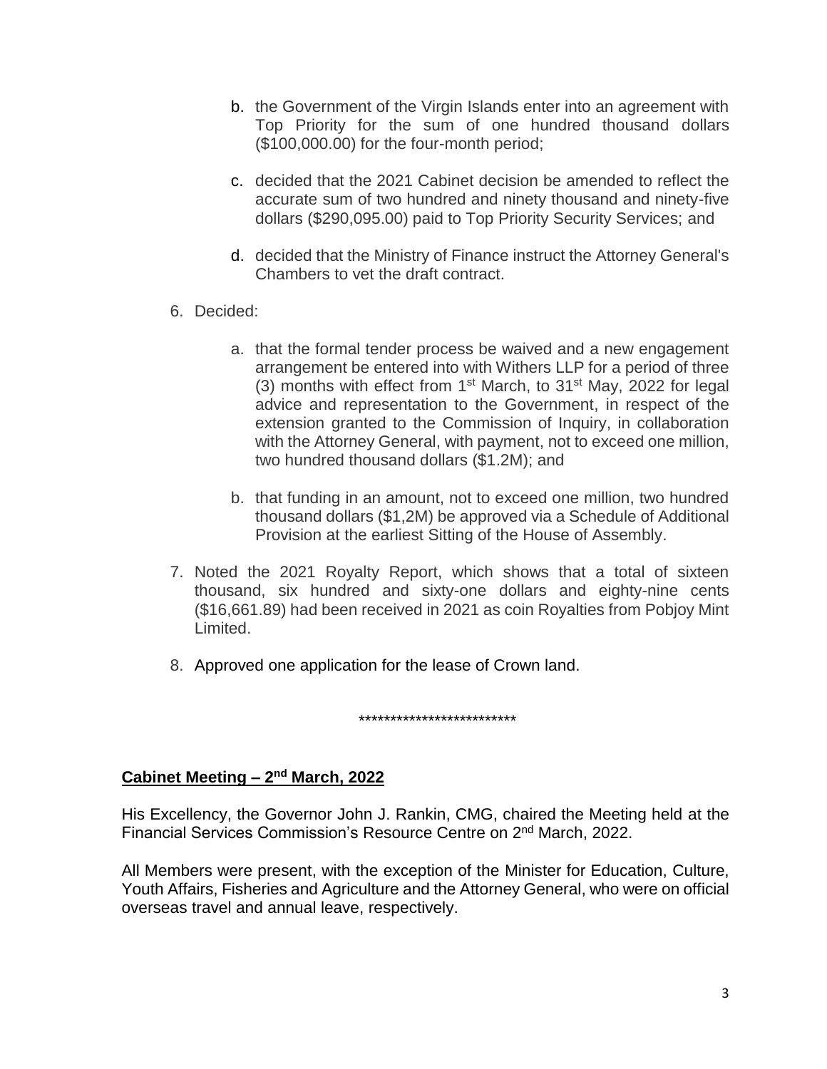b. the Government of the Virgin Islands enter into an agreement with Top Priority for the sum of one hundred thousand dollars ($100,000.00) for the four-month period;

c. decided that the 2021 Cabinet decision be amended to reflect the accurate sum of two hundred and ninety thousand and ninety-five dollars ($290,095.00) paid to Top Priority Security Services; and

d. decided that the Ministry of Finance instruct the Attorney General's Chambers to vet the draft contract.

6. Decided:

   a. that the formal tender process be waived and a new engagement arrangement be entered into with Withers LLP for a period of three (3) months with effect from 1st March, to 31st May, 2022 for legal advice and representation to the Government, in respect of the extension granted to the Commission of Inquiry, in collaboration with the Attorney General, with payment, not to exceed one million, two hundred thousand dollars ($1.2M); and

   b. that funding in an amount, not to exceed one million, two hundred thousand dollars ($1,2M) be approved via a Schedule of Additional Provision at the earliest Sitting of the House of Assembly.

7. Noted the 2021 Royalty Report, which shows that a total of sixteen thousand, six hundred and sixty-one dollars and eighty-nine cents ($16,661.89) had been received in 2021 as coin Royalties from Pobjoy Mint Limited.

8. Approved one application for the lease of Crown land.

*************************

**Cabinet Meeting – 2nd March, 2022**

His Excellency, the Governor John J. Rankin, CMG, chaired the Meeting held at the Financial Services Commission's Resource Centre on 2nd March, 2022.

All Members were present, with the exception of the Minister for Education, Culture, Youth Affairs, Fisheries and Agriculture and the Attorney General, who were on official overseas travel and annual leave, respectively.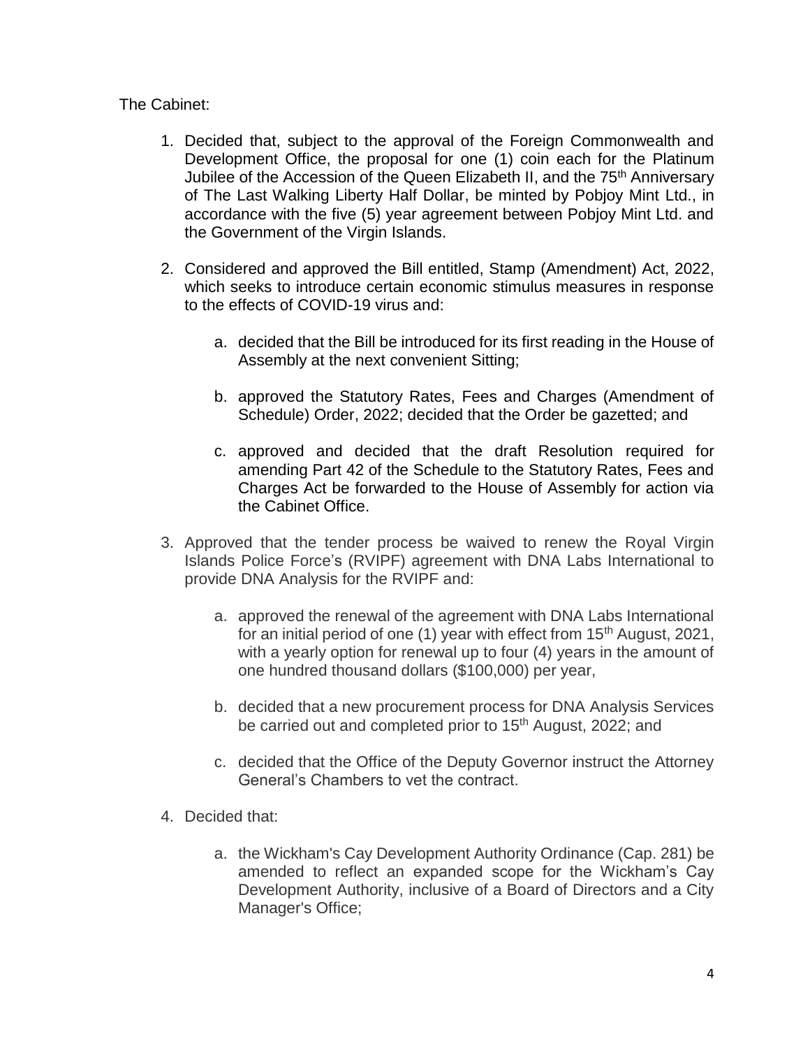The Cabinet:

1. Decided that, subject to the approval of the Foreign Commonwealth and Development Office, the proposal for one (1) coin each for the Platinum Jubilee of the Accession of the Queen Elizabeth II, and the 75th Anniversary of The Last Walking Liberty Half Dollar, be minted by Pobjoy Mint Ltd., in accordance with the five (5) year agreement between Pobjoy Mint Ltd. and the Government of the Virgin Islands.

2. Considered and approved the Bill entitled, Stamp (Amendment) Act, 2022, which seeks to introduce certain economic stimulus measures in response to the effects of COVID-19 virus and:

    a. decided that the Bill be introduced for its first reading in the House of Assembly at the next convenient Sitting;

    b. approved the Statutory Rates, Fees and Charges (Amendment of Schedule) Order, 2022; decided that the Order be gazetted; and

    c. approved and decided that the draft Resolution required for amending Part 42 of the Schedule to the Statutory Rates, Fees and Charges Act be forwarded to the House of Assembly for action via the Cabinet Office.

3. Approved that the tender process be waived to renew the Royal Virgin Islands Police Force's (RVIPF) agreement with DNA Labs International to provide DNA Analysis for the RVIPF and:

    a. approved the renewal of the agreement with DNA Labs International for an initial period of one (1) year with effect from 15th August, 2021, with a yearly option for renewal up to four (4) years in the amount of one hundred thousand dollars ($100,000) per year,

    b. decided that a new procurement process for DNA Analysis Services be carried out and completed prior to 15th August, 2022; and

    c. decided that the Office of the Deputy Governor instruct the Attorney General's Chambers to vet the contract.

4. Decided that:

    a. the Wickham's Cay Development Authority Ordinance (Cap. 281) be amended to reflect an expanded scope for the Wickham's Cay Development Authority, inclusive of a Board of Directors and a City Manager's Office;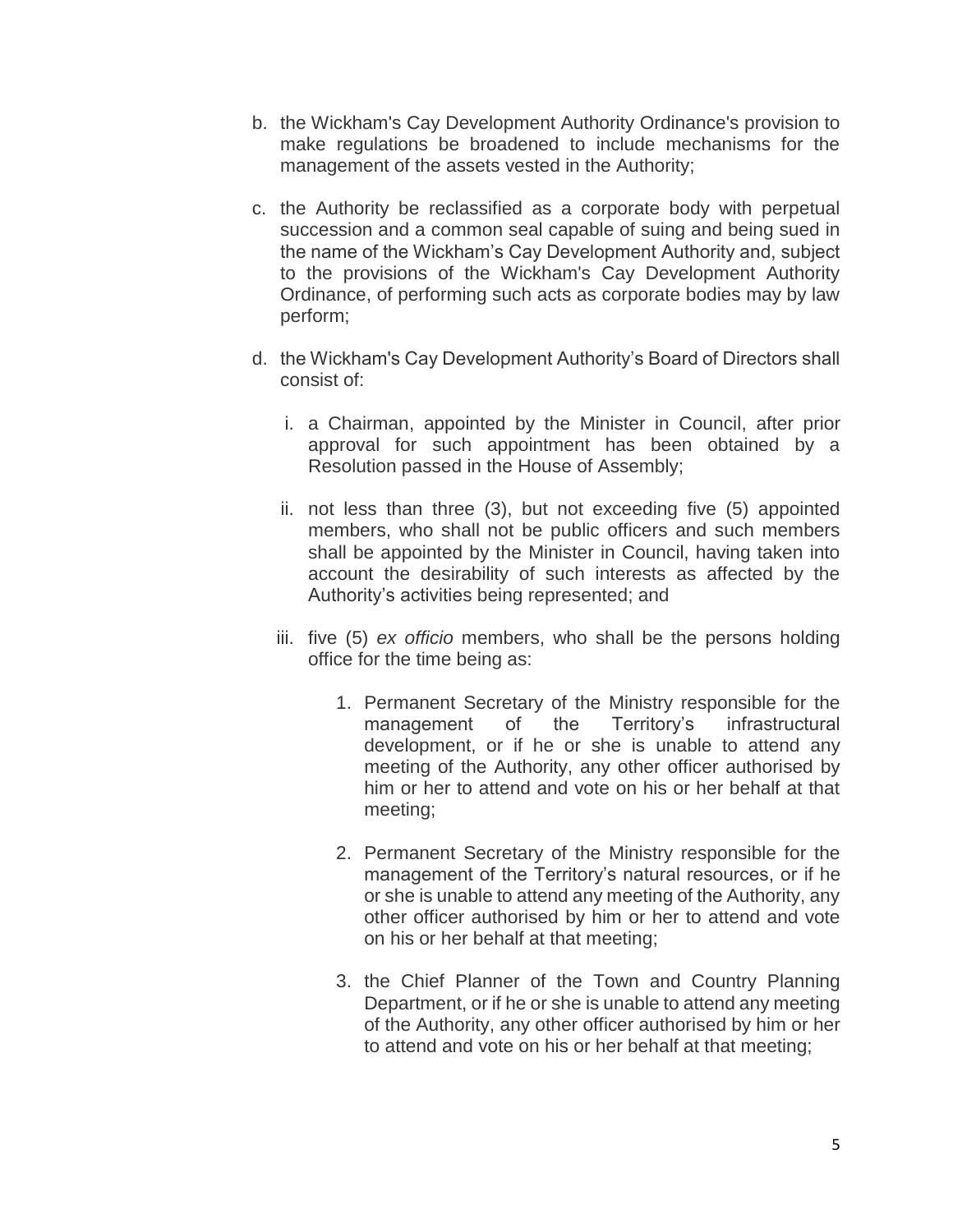b. the Wickham's Cay Development Authority Ordinance's provision to make regulations be broadened to include mechanisms for the management of the assets vested in the Authority;

c. the Authority be reclassified as a corporate body with perpetual succession and a common seal capable of suing and being sued in the name of the Wickham's Cay Development Authority and, subject to the provisions of the Wickham's Cay Development Authority Ordinance, of performing such acts as corporate bodies may by law perform;

d. the Wickham's Cay Development Authority's Board of Directors shall consist of:

   i. a Chairman, appointed by the Minister in Council, after prior approval for such appointment has been obtained by a Resolution passed in the House of Assembly;

   ii. not less than three (3), but not exceeding five (5) appointed members, who shall not be public officers and such members shall be appointed by the Minister in Council, having taken into account the desirability of such interests as affected by the Authority's activities being represented; and

   iii. five (5) *ex officio* members, who shall be the persons holding office for the time being as:

      1. Permanent Secretary of the Ministry responsible for the management of the Territory's infrastructural development, or if he or she is unable to attend any meeting of the Authority, any other officer authorised by him or her to attend and vote on his or her behalf at that meeting;

      2. Permanent Secretary of the Ministry responsible for the management of the Territory's natural resources, or if he or she is unable to attend any meeting of the Authority, any other officer authorised by him or her to attend and vote on his or her behalf at that meeting;

      3. the Chief Planner of the Town and Country Planning Department, or if he or she is unable to attend any meeting of the Authority, any other officer authorised by him or her to attend and vote on his or her behalf at that meeting;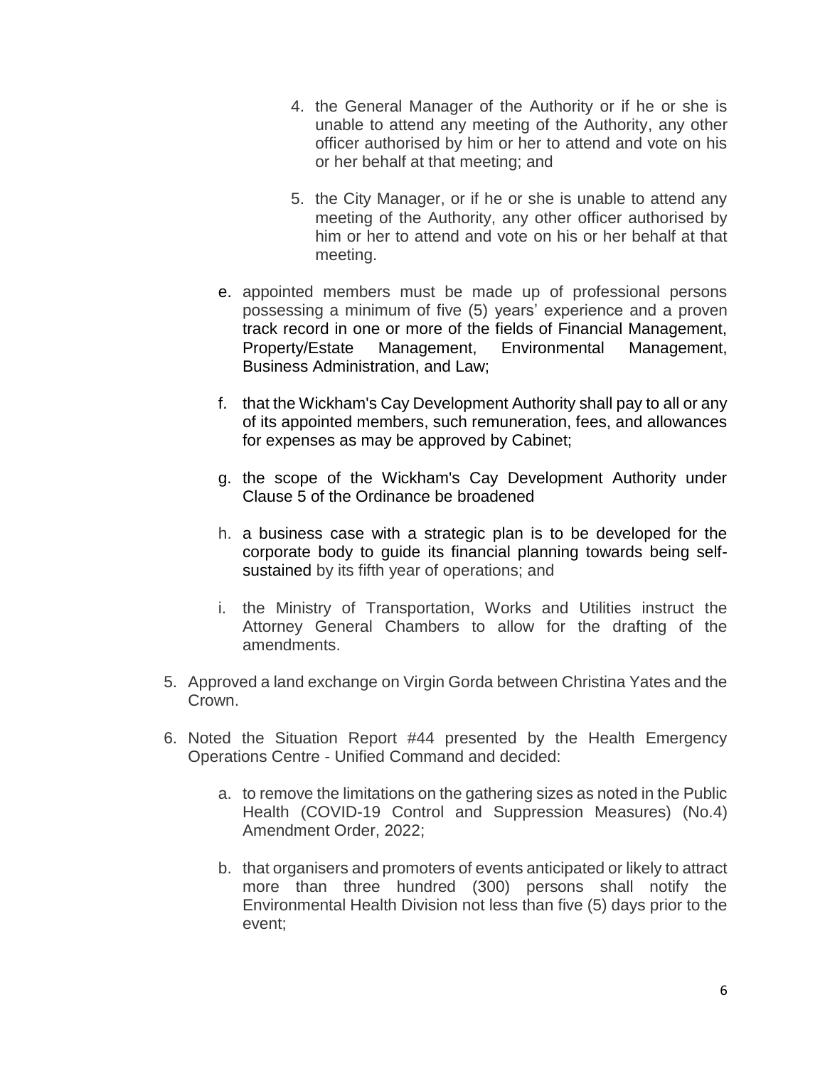4. the General Manager of the Authority or if he or she is unable to attend any meeting of the Authority, any other officer authorised by him or her to attend and vote on his or her behalf at that meeting; and

5. the City Manager, or if he or she is unable to attend any meeting of the Authority, any other officer authorised by him or her to attend and vote on his or her behalf at that meeting.

e. appointed members must be made up of professional persons possessing a minimum of five (5) years' experience and a proven track record in one or more of the fields of Financial Management, Property/Estate Management, Environmental Management, Business Administration, and Law;

f. that the Wickham's Cay Development Authority shall pay to all or any of its appointed members, such remuneration, fees, and allowances for expenses as may be approved by Cabinet;

g. the scope of the Wickham's Cay Development Authority under Clause 5 of the Ordinance be broadened

h. a business case with a strategic plan is to be developed for the corporate body to guide its financial planning towards being self-sustained by its fifth year of operations; and

i. the Ministry of Transportation, Works and Utilities instruct the Attorney General Chambers to allow for the drafting of the amendments.

5. Approved a land exchange on Virgin Gorda between Christina Yates and the Crown.

6. Noted the Situation Report #44 presented by the Health Emergency Operations Centre - Unified Command and decided:

    a. to remove the limitations on the gathering sizes as noted in the Public Health (COVID-19 Control and Suppression Measures) (No.4) Amendment Order, 2022;

    b. that organisers and promoters of events anticipated or likely to attract more than three hundred (300) persons shall notify the Environmental Health Division not less than five (5) days prior to the event;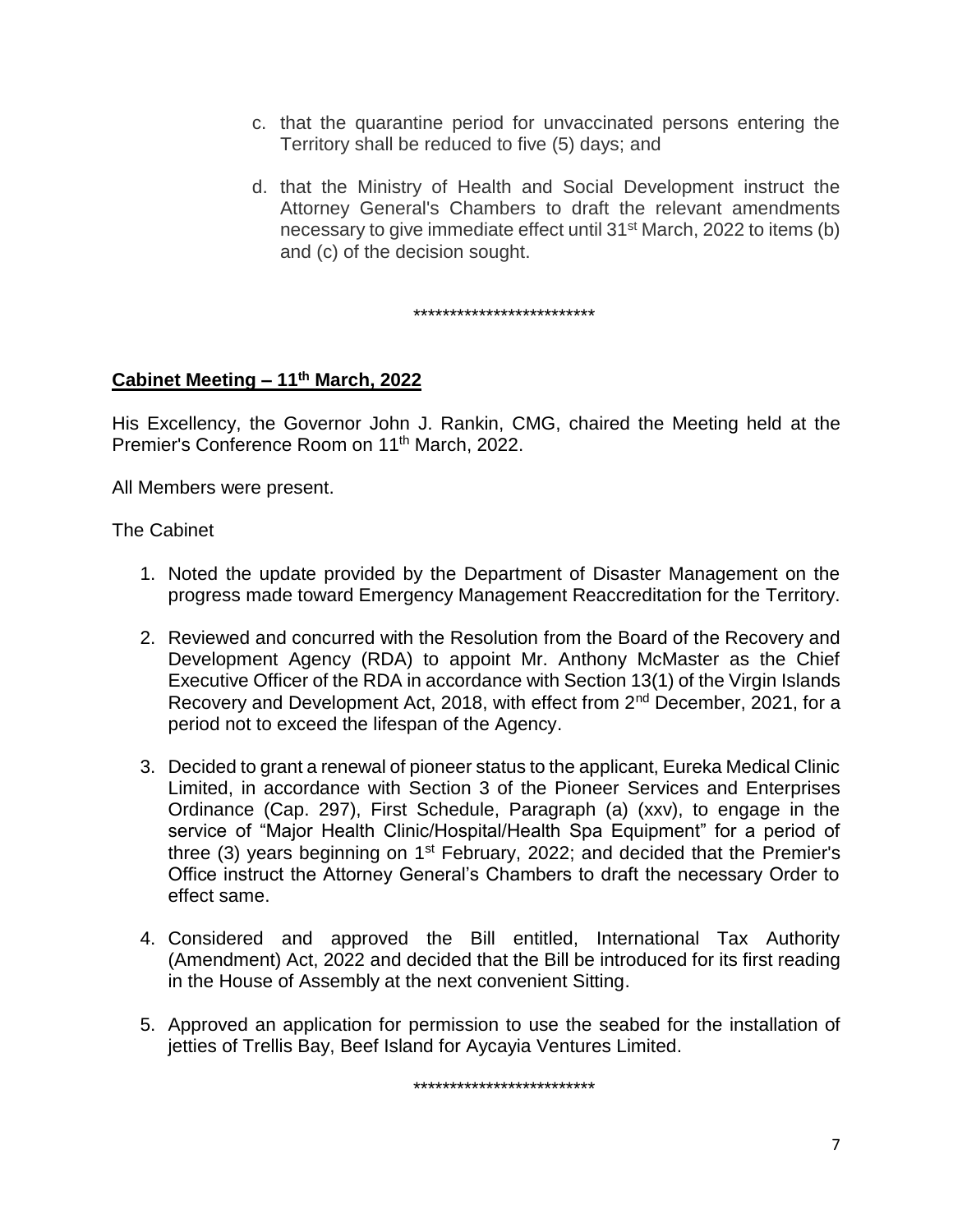c. that the quarantine period for unvaccinated persons entering the Territory shall be reduced to five (5) days; and

d. that the Ministry of Health and Social Development instruct the Attorney General's Chambers to draft the relevant amendments necessary to give immediate effect until 31st March, 2022 to items (b) and (c) of the decision sought.

*************************

**Cabinet Meeting – 11th March, 2022**

His Excellency, the Governor John J. Rankin, CMG, chaired the Meeting held at the Premier's Conference Room on 11th March, 2022.

All Members were present.

The Cabinet

1. Noted the update provided by the Department of Disaster Management on the progress made toward Emergency Management Reaccreditation for the Territory.

2. Reviewed and concurred with the Resolution from the Board of the Recovery and Development Agency (RDA) to appoint Mr. Anthony McMaster as the Chief Executive Officer of the RDA in accordance with Section 13(1) of the Virgin Islands Recovery and Development Act, 2018, with effect from 2nd December, 2021, for a period not to exceed the lifespan of the Agency.

3. Decided to grant a renewal of pioneer status to the applicant, Eureka Medical Clinic Limited, in accordance with Section 3 of the Pioneer Services and Enterprises Ordinance (Cap. 297), First Schedule, Paragraph (a) (xxv), to engage in the service of "Major Health Clinic/Hospital/Health Spa Equipment" for a period of three (3) years beginning on 1st February, 2022; and decided that the Premier's Office instruct the Attorney General's Chambers to draft the necessary Order to effect same.

4. Considered and approved the Bill entitled, International Tax Authority (Amendment) Act, 2022 and decided that the Bill be introduced for its first reading in the House of Assembly at the next convenient Sitting.

5. Approved an application for permission to use the seabed for the installation of jetties of Trellis Bay, Beef Island for Aycayia Ventures Limited.

*************************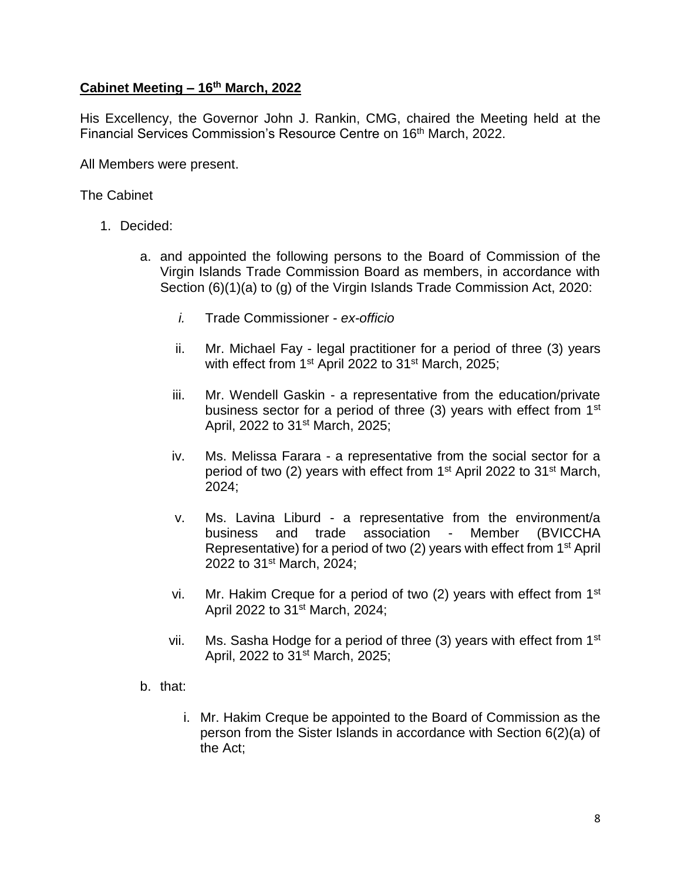**Cabinet Meeting – 16th March, 2022**

His Excellency, the Governor John J. Rankin, CMG, chaired the Meeting held at the Financial Services Commission's Resource Centre on 16th March, 2022.

All Members were present.

The Cabinet

1. Decided:

   a. and appointed the following persons to the Board of Commission of the Virgin Islands Trade Commission Board as members, in accordance with Section (6)(1)(a) to (g) of the Virgin Islands Trade Commission Act, 2020:

      *i.* Trade Commissioner - *ex-officio*

      ii. Mr. Michael Fay - legal practitioner for a period of three (3) years with effect from 1st April 2022 to 31st March, 2025;

      iii. Mr. Wendell Gaskin - a representative from the education/private business sector for a period of three (3) years with effect from 1st April, 2022 to 31st March, 2025;

      iv. Ms. Melissa Farara - a representative from the social sector for a period of two (2) years with effect from 1st April 2022 to 31st March, 2024;

      v. Ms. Lavina Liburd - a representative from the environment/a business and trade association - Member (BVICCHA Representative) for a period of two (2) years with effect from 1st April 2022 to 31st March, 2024;

      vi. Mr. Hakim Creque for a period of two (2) years with effect from 1st April 2022 to 31st March, 2024;

      vii. Ms. Sasha Hodge for a period of three (3) years with effect from 1st April, 2022 to 31st March, 2025;

   b. that:

      i. Mr. Hakim Creque be appointed to the Board of Commission as the person from the Sister Islands in accordance with Section 6(2)(a) of the Act;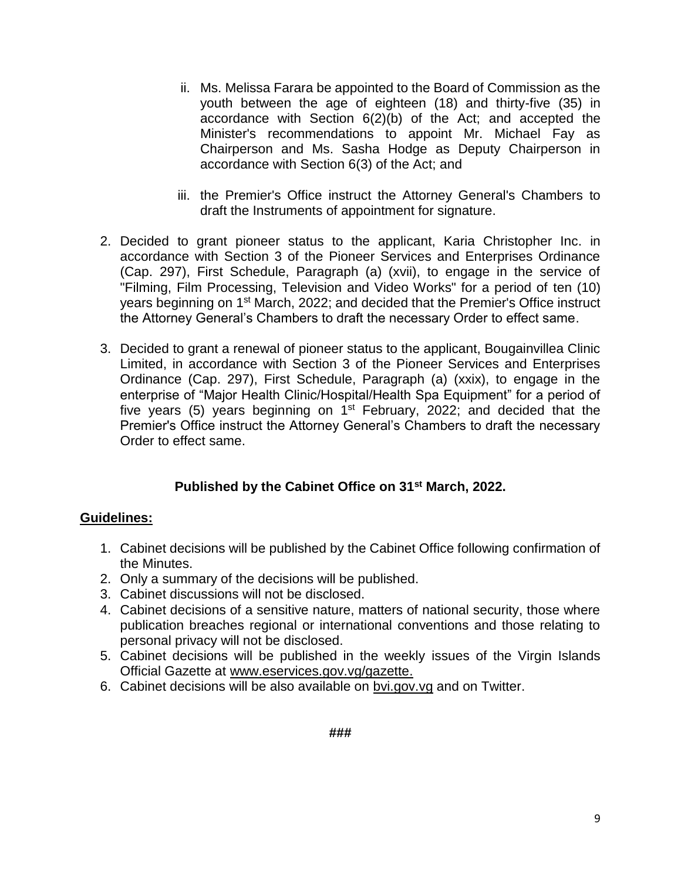ii. Ms. Melissa Farara be appointed to the Board of Commission as the youth between the age of eighteen (18) and thirty-five (35) in accordance with Section 6(2)(b) of the Act; and accepted the Minister's recommendations to appoint Mr. Michael Fay as Chairperson and Ms. Sasha Hodge as Deputy Chairperson in accordance with Section 6(3) of the Act; and

iii. the Premier's Office instruct the Attorney General's Chambers to draft the Instruments of appointment for signature.

2. Decided to grant pioneer status to the applicant, Karia Christopher Inc. in accordance with Section 3 of the Pioneer Services and Enterprises Ordinance (Cap. 297), First Schedule, Paragraph (a) (xvii), to engage in the service of "Filming, Film Processing, Television and Video Works" for a period of ten (10) years beginning on 1st March, 2022; and decided that the Premier's Office instruct the Attorney General's Chambers to draft the necessary Order to effect same.

3. Decided to grant a renewal of pioneer status to the applicant, Bougainvillea Clinic Limited, in accordance with Section 3 of the Pioneer Services and Enterprises Ordinance (Cap. 297), First Schedule, Paragraph (a) (xxix), to engage in the enterprise of "Major Health Clinic/Hospital/Health Spa Equipment" for a period of five years (5) years beginning on 1st February, 2022; and decided that the Premier's Office instruct the Attorney General's Chambers to draft the necessary Order to effect same.

**Published by the Cabinet Office on 31st March, 2022.**

**Guidelines:**

1. Cabinet decisions will be published by the Cabinet Office following confirmation of the Minutes.
2. Only a summary of the decisions will be published.
3. Cabinet discussions will not be disclosed.
4. Cabinet decisions of a sensitive nature, matters of national security, those where publication breaches regional or international conventions and those relating to personal privacy will not be disclosed.
5. Cabinet decisions will be published in the weekly issues of the Virgin Islands Official Gazette at www.eservices.gov.vg/gazette.
6. Cabinet decisions will be also available on bvi.gov.vg and on Twitter.

###